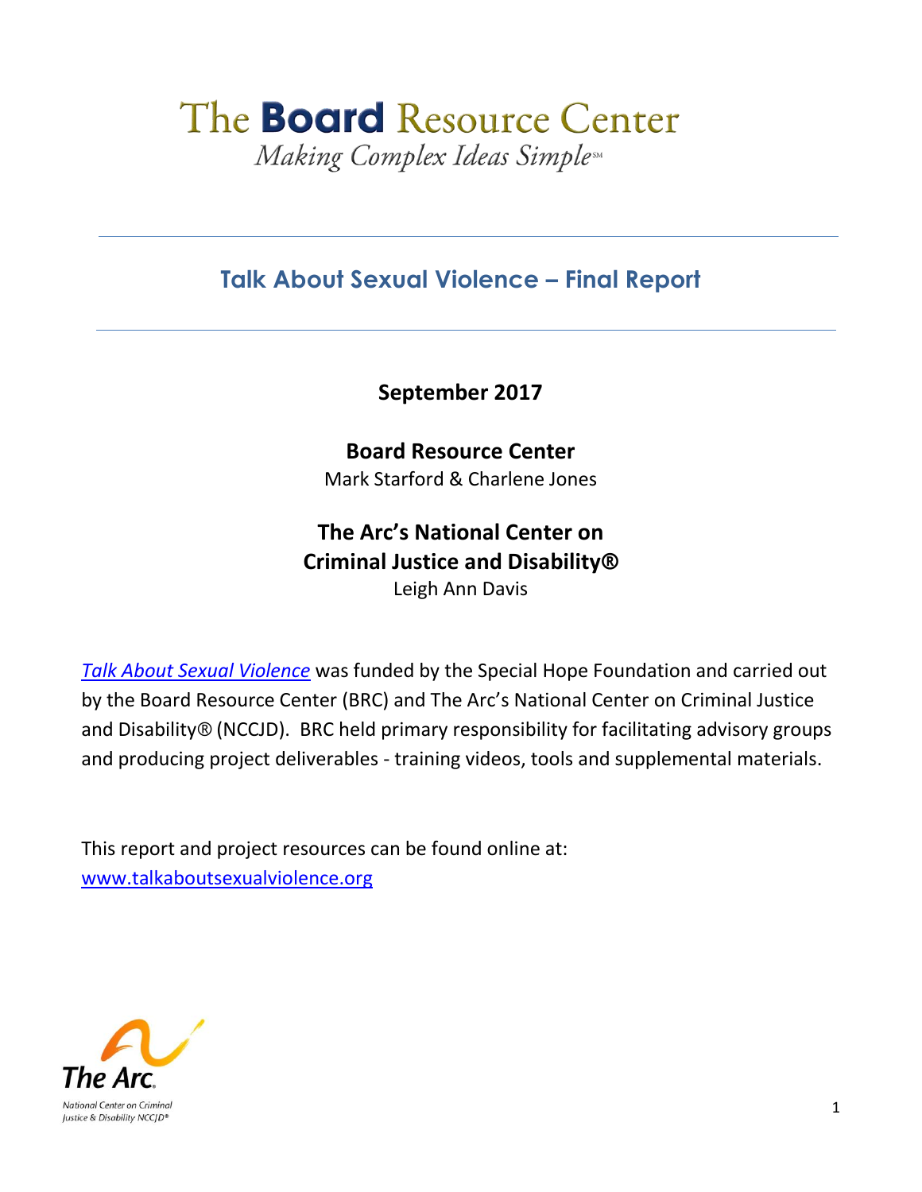# The **Board** Resource Center

*Making Complex Ideas Simple*℠

---

## Talk About Sexual Violence – Final Report

---

**September 2017**

**Board Resource Center**
Mark Starford & Charlene Jones

**The Arc's National Center on Criminal Justice and Disability®**
Leigh Ann Davis

*Talk About Sexual Violence* was funded by the Special Hope Foundation and carried out by the Board Resource Center (BRC) and The Arc's National Center on Criminal Justice and Disability® (NCCJD). BRC held primary responsibility for facilitating advisory groups and producing project deliverables - training videos, tools and supplemental materials.

This report and project resources can be found online at:
www.talkaboutsexualviolence.org

The Arc.
National Center on Criminal Justice & Disability NCCJD®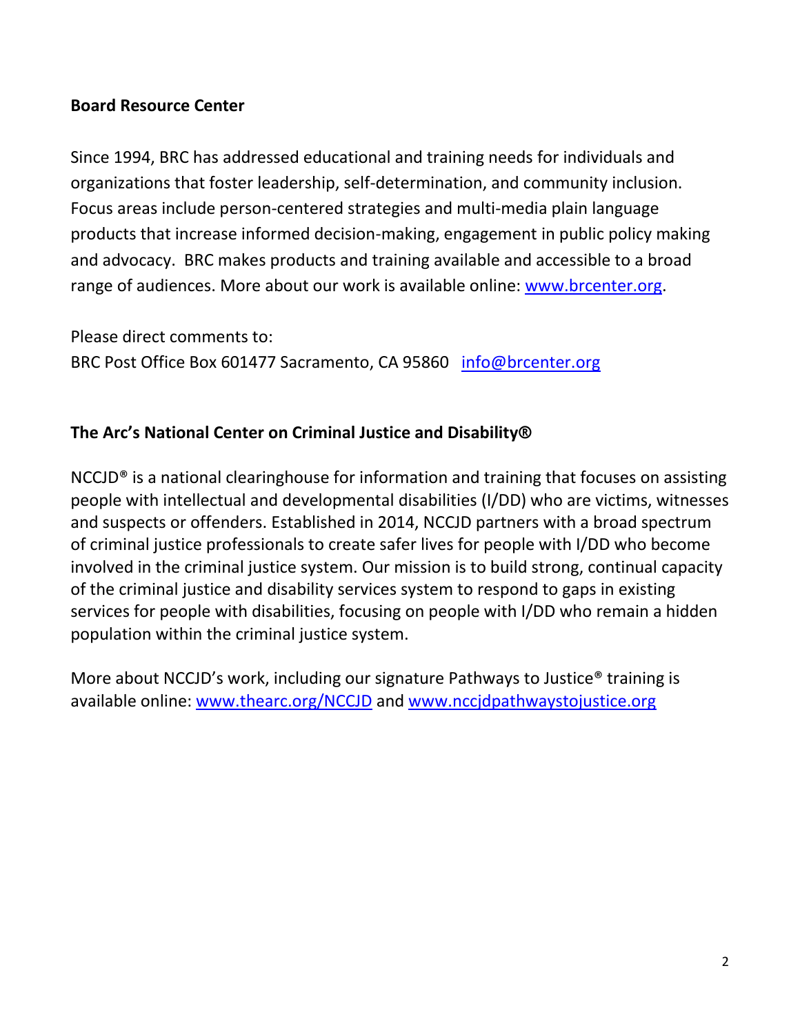**Board Resource Center**

Since 1994, BRC has addressed educational and training needs for individuals and organizations that foster leadership, self-determination, and community inclusion. Focus areas include person-centered strategies and multi-media plain language products that increase informed decision-making, engagement in public policy making and advocacy. BRC makes products and training available and accessible to a broad range of audiences. More about our work is available online: [www.brcenter.org](http://www.brcenter.org).

Please direct comments to:
BRC Post Office Box 601477 Sacramento, CA 95860 [info@brcenter.org](mailto:info@brcenter.org)

**The Arc's National Center on Criminal Justice and Disability®**

NCCJD® is a national clearinghouse for information and training that focuses on assisting people with intellectual and developmental disabilities (I/DD) who are victims, witnesses and suspects or offenders. Established in 2014, NCCJD partners with a broad spectrum of criminal justice professionals to create safer lives for people with I/DD who become involved in the criminal justice system. Our mission is to build strong, continual capacity of the criminal justice and disability services system to respond to gaps in existing services for people with disabilities, focusing on people with I/DD who remain a hidden population within the criminal justice system.

More about NCCJD's work, including our signature Pathways to Justice® training is available online: [www.thearc.org/NCCJD](http://www.thearc.org/NCCJD) and [www.nccjdpathwaystojustice.org](http://www.nccjdpathwaystojustice.org)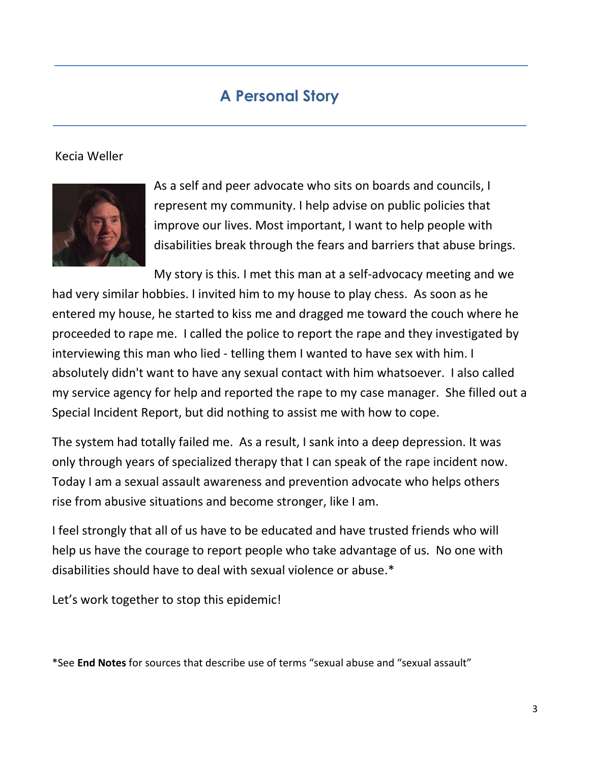## A Personal Story

Kecia Weller

As a self and peer advocate who sits on boards and councils, I represent my community. I help advise on public policies that improve our lives. Most important, I want to help people with disabilities break through the fears and barriers that abuse brings.

My story is this. I met this man at a self-advocacy meeting and we had very similar hobbies. I invited him to my house to play chess. As soon as he entered my house, he started to kiss me and dragged me toward the couch where he proceeded to rape me. I called the police to report the rape and they investigated by interviewing this man who lied - telling them I wanted to have sex with him. I absolutely didn't want to have any sexual contact with him whatsoever. I also called my service agency for help and reported the rape to my case manager. She filled out a Special Incident Report, but did nothing to assist me with how to cope.

The system had totally failed me. As a result, I sank into a deep depression. It was only through years of specialized therapy that I can speak of the rape incident now. Today I am a sexual assault awareness and prevention advocate who helps others rise from abusive situations and become stronger, like I am.

I feel strongly that all of us have to be educated and have trusted friends who will help us have the courage to report people who take advantage of us. No one with disabilities should have to deal with sexual violence or abuse.*

Let's work together to stop this epidemic!

*See **End Notes** for sources that describe use of terms "sexual abuse and "sexual assault"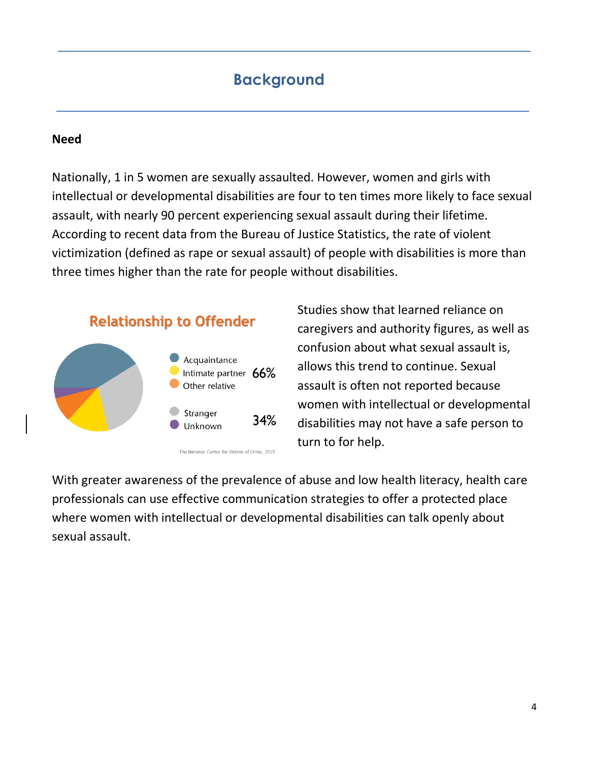# Background

**Need**

Nationally, 1 in 5 women are sexually assaulted. However, women and girls with intellectual or developmental disabilities are four to ten times more likely to face sexual assault, with nearly 90 percent experiencing sexual assault during their lifetime. According to recent data from the Bureau of Justice Statistics, the rate of violent victimization (defined as rape or sexual assault) of people with disabilities is more than three times higher than the rate for people without disabilities.

**Relationship to Offender**

- Acquaintance
- Intimate partner — 66%
- Other relative

- Stranger — 34%
- Unknown

The National Center for Victims of Crime, 2015

Studies show that learned reliance on caregivers and authority figures, as well as confusion about what sexual assault is, allows this trend to continue. Sexual assault is often not reported because women with intellectual or developmental disabilities may not have a safe person to turn to for help.

With greater awareness of the prevalence of abuse and low health literacy, health care professionals can use effective communication strategies to offer a protected place where women with intellectual or developmental disabilities can talk openly about sexual assault.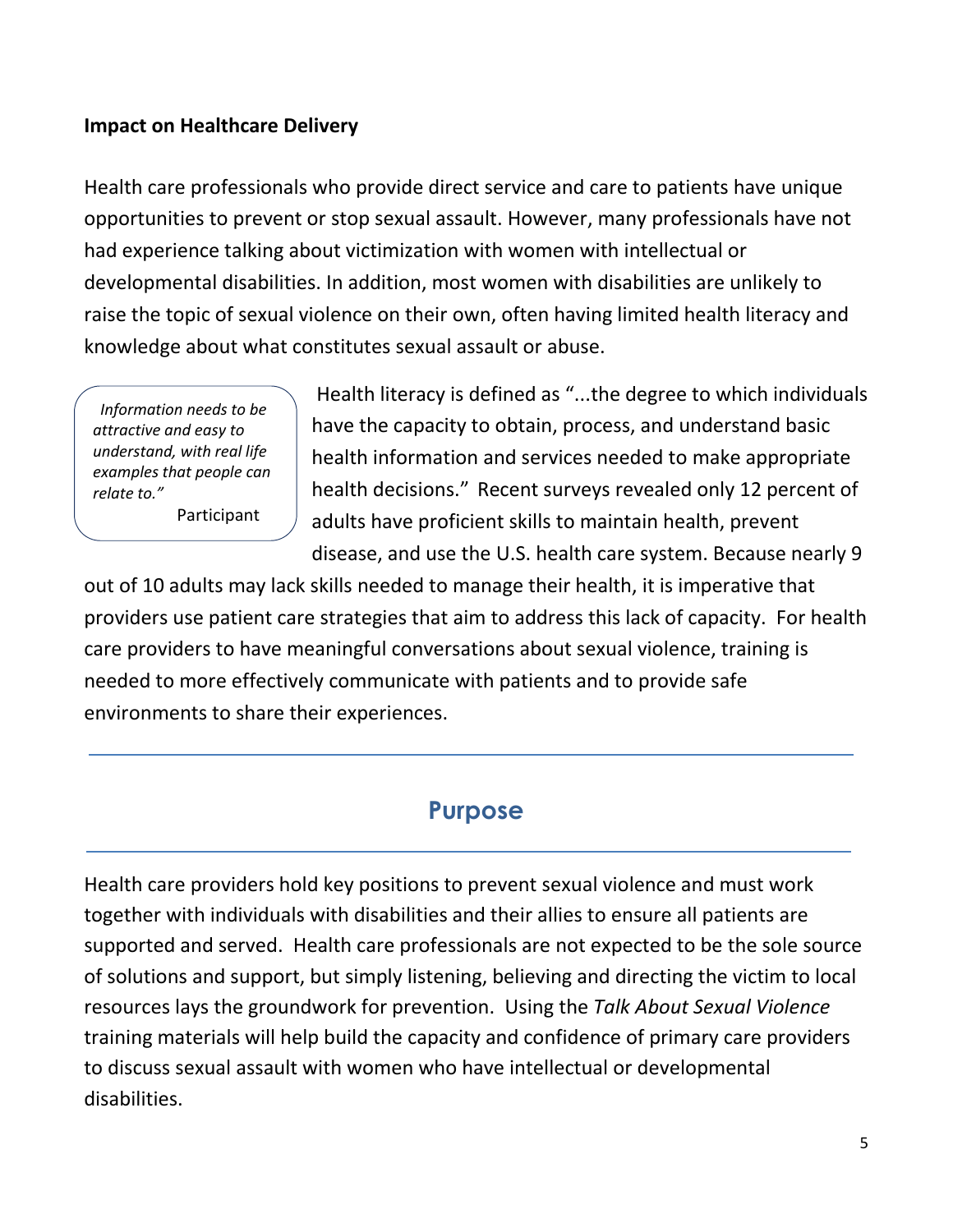**Impact on Healthcare Delivery**

Health care professionals who provide direct service and care to patients have unique opportunities to prevent or stop sexual assault. However, many professionals have not had experience talking about victimization with women with intellectual or developmental disabilities. In addition, most women with disabilities are unlikely to raise the topic of sexual violence on their own, often having limited health literacy and knowledge about what constitutes sexual assault or abuse.

> *Information needs to be attractive and easy to understand, with real life examples that people can relate to."*
>
> Participant

Health literacy is defined as "...the degree to which individuals have the capacity to obtain, process, and understand basic health information and services needed to make appropriate health decisions." Recent surveys revealed only 12 percent of adults have proficient skills to maintain health, prevent disease, and use the U.S. health care system. Because nearly 9 out of 10 adults may lack skills needed to manage their health, it is imperative that providers use patient care strategies that aim to address this lack of capacity. For health care providers to have meaningful conversations about sexual violence, training is needed to more effectively communicate with patients and to provide safe environments to share their experiences.

## Purpose

Health care providers hold key positions to prevent sexual violence and must work together with individuals with disabilities and their allies to ensure all patients are supported and served. Health care professionals are not expected to be the sole source of solutions and support, but simply listening, believing and directing the victim to local resources lays the groundwork for prevention. Using the *Talk About Sexual Violence* training materials will help build the capacity and confidence of primary care providers to discuss sexual assault with women who have intellectual or developmental disabilities.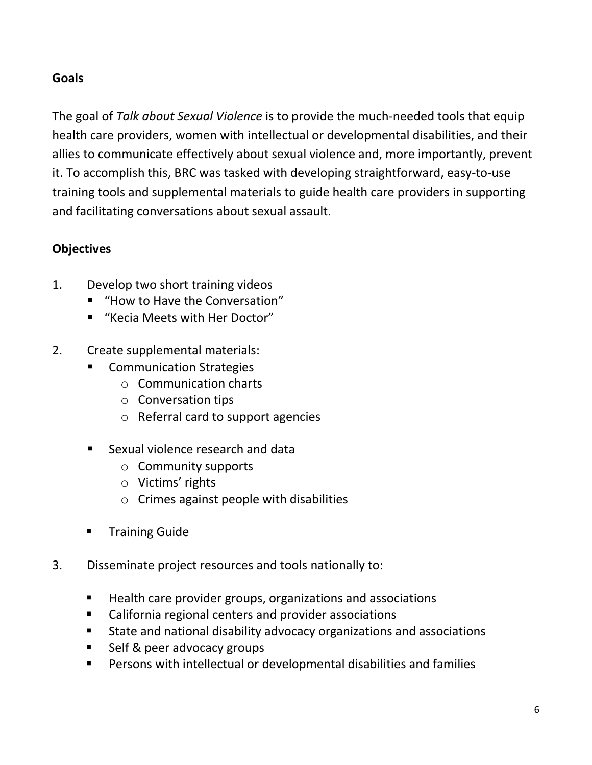## Goals

The goal of *Talk about Sexual Violence* is to provide the much-needed tools that equip health care providers, women with intellectual or developmental disabilities, and their allies to communicate effectively about sexual violence and, more importantly, prevent it. To accomplish this, BRC was tasked with developing straightforward, easy-to-use training tools and supplemental materials to guide health care providers in supporting and facilitating conversations about sexual assault.

## Objectives

1. Develop two short training videos
   - "How to Have the Conversation"
   - "Kecia Meets with Her Doctor"

2. Create supplemental materials:
   - Communication Strategies
     - Communication charts
     - Conversation tips
     - Referral card to support agencies

   - Sexual violence research and data
     - Community supports
     - Victims' rights
     - Crimes against people with disabilities

   - Training Guide

3. Disseminate project resources and tools nationally to:

   - Health care provider groups, organizations and associations
   - California regional centers and provider associations
   - State and national disability advocacy organizations and associations
   - Self & peer advocacy groups
   - Persons with intellectual or developmental disabilities and families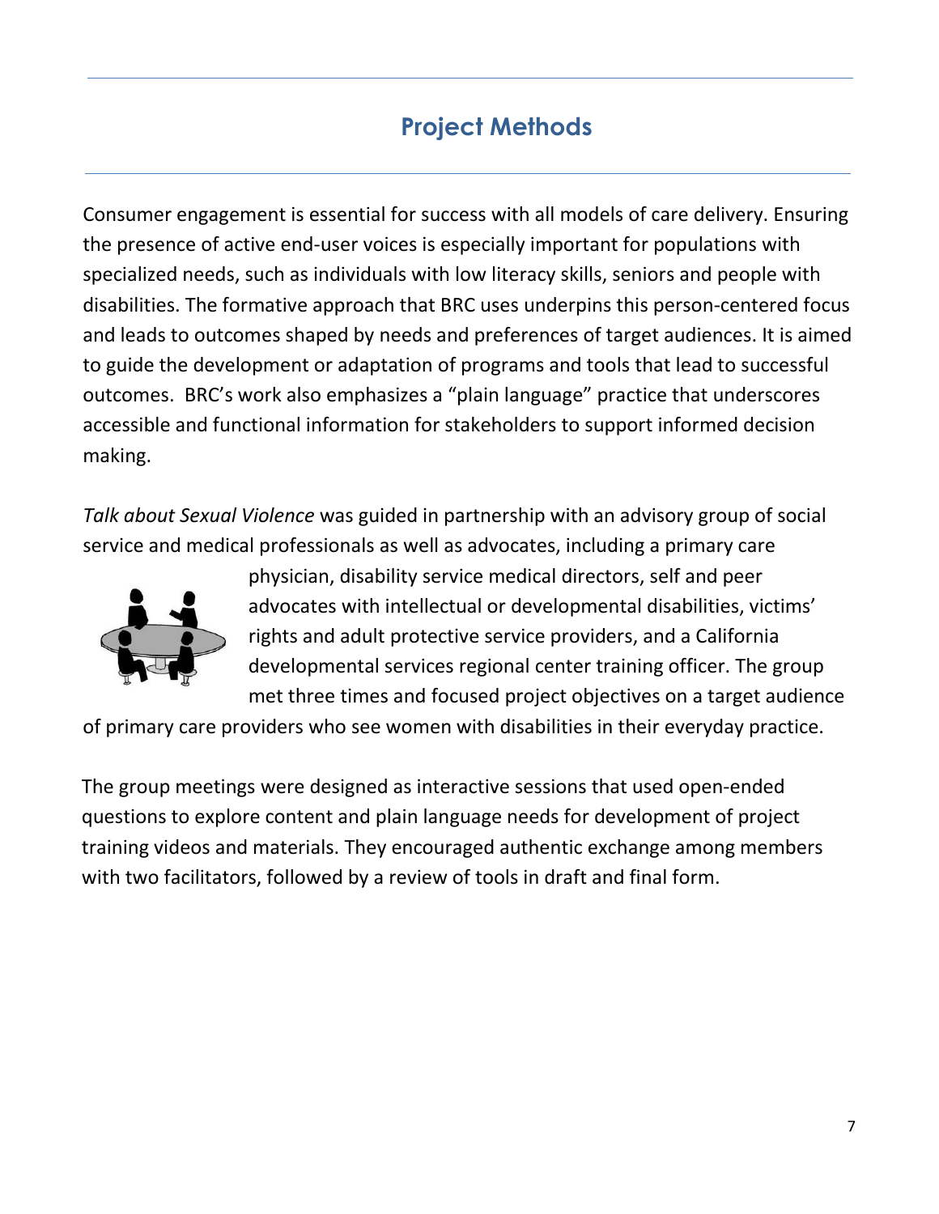# Project Methods

Consumer engagement is essential for success with all models of care delivery. Ensuring the presence of active end-user voices is especially important for populations with specialized needs, such as individuals with low literacy skills, seniors and people with disabilities. The formative approach that BRC uses underpins this person-centered focus and leads to outcomes shaped by needs and preferences of target audiences. It is aimed to guide the development or adaptation of programs and tools that lead to successful outcomes.  BRC's work also emphasizes a "plain language" practice that underscores accessible and functional information for stakeholders to support informed decision making.

*Talk about Sexual Violence* was guided in partnership with an advisory group of social service and medical professionals as well as advocates, including a primary care physician, disability service medical directors, self and peer advocates with intellectual or developmental disabilities, victims' rights and adult protective service providers, and a California developmental services regional center training officer. The group met three times and focused project objectives on a target audience of primary care providers who see women with disabilities in their everyday practice.

The group meetings were designed as interactive sessions that used open-ended questions to explore content and plain language needs for development of project training videos and materials. They encouraged authentic exchange among members with two facilitators, followed by a review of tools in draft and final form.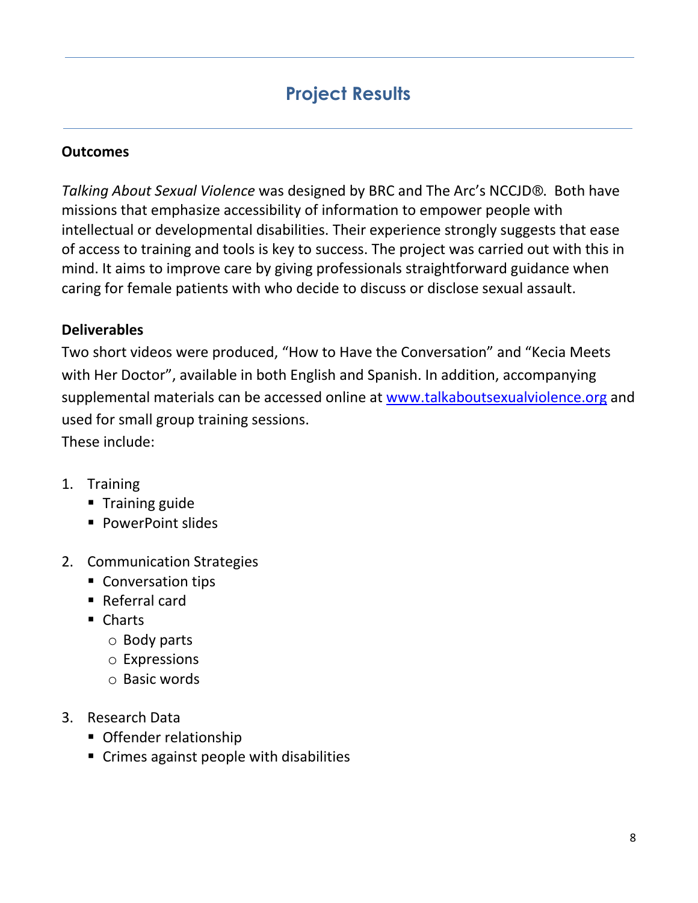# Project Results

**Outcomes**

*Talking About Sexual Violence* was designed by BRC and The Arc's NCCJD®. Both have missions that emphasize accessibility of information to empower people with intellectual or developmental disabilities. Their experience strongly suggests that ease of access to training and tools is key to success. The project was carried out with this in mind. It aims to improve care by giving professionals straightforward guidance when caring for female patients with who decide to discuss or disclose sexual assault.

**Deliverables**

Two short videos were produced, "How to Have the Conversation" and "Kecia Meets with Her Doctor", available in both English and Spanish. In addition, accompanying supplemental materials can be accessed online at [www.talkaboutsexualviolence.org](http://www.talkaboutsexualviolence.org) and used for small group training sessions.

These include:

1. Training
   - Training guide
   - PowerPoint slides
2. Communication Strategies
   - Conversation tips
   - Referral card
   - Charts
     - Body parts
     - Expressions
     - Basic words
3. Research Data
   - Offender relationship
   - Crimes against people with disabilities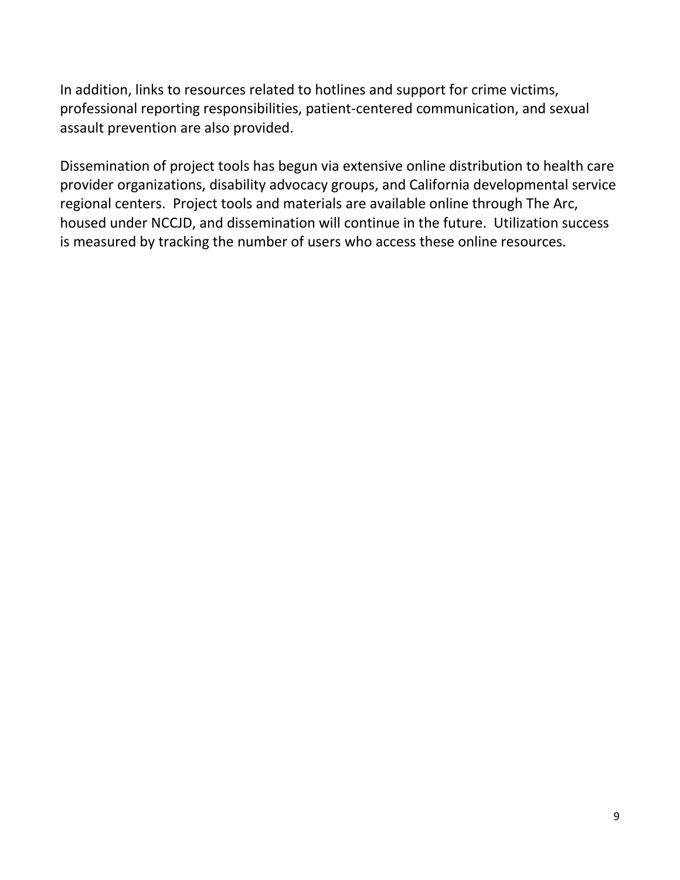In addition, links to resources related to hotlines and support for crime victims, professional reporting responsibilities, patient-centered communication, and sexual assault prevention are also provided.

Dissemination of project tools has begun via extensive online distribution to health care provider organizations, disability advocacy groups, and California developmental service regional centers.  Project tools and materials are available online through The Arc, housed under NCCJD, and dissemination will continue in the future.  Utilization success is measured by tracking the number of users who access these online resources.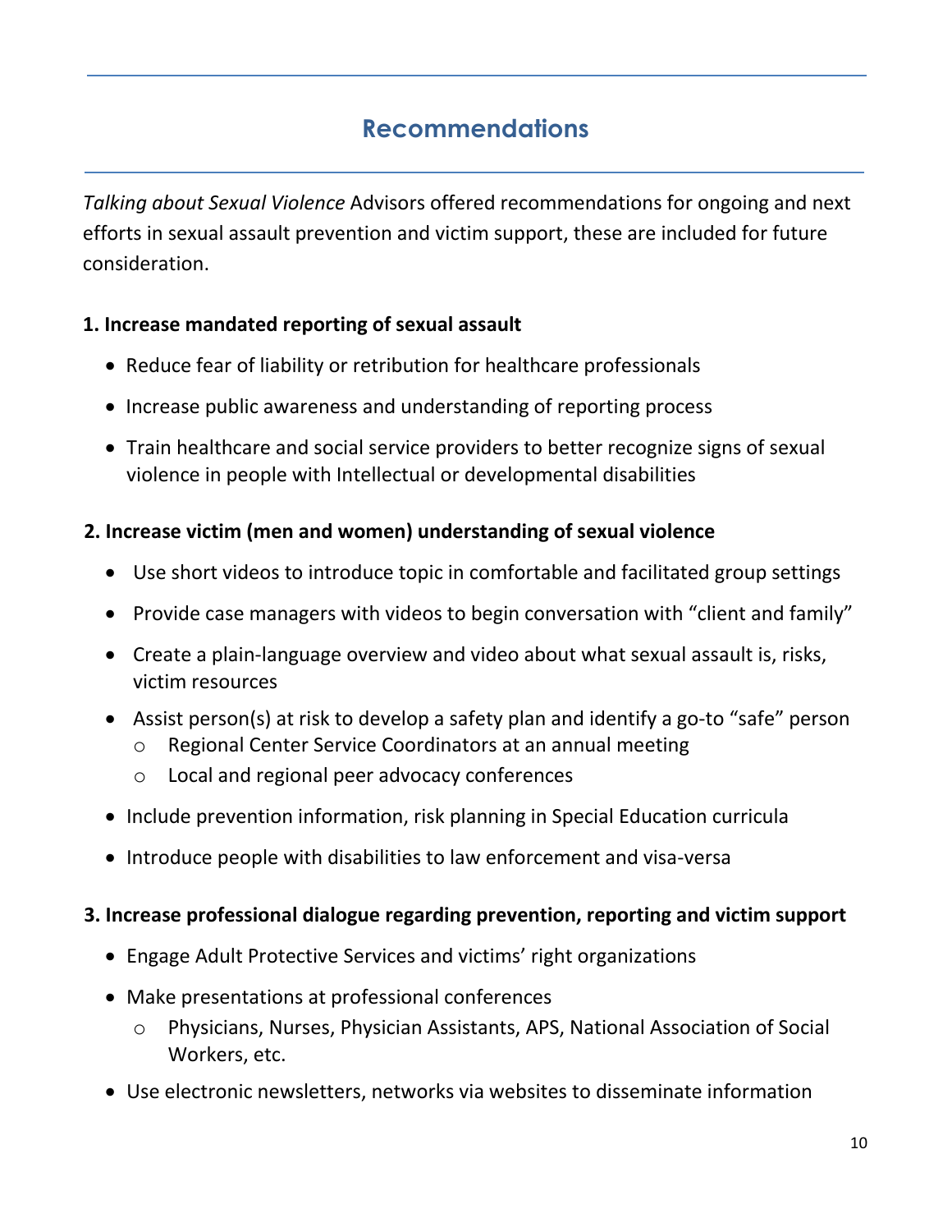# Recommendations

*Talking about Sexual Violence* Advisors offered recommendations for ongoing and next efforts in sexual assault prevention and victim support, these are included for future consideration.

**1. Increase mandated reporting of sexual assault**

- Reduce fear of liability or retribution for healthcare professionals
- Increase public awareness and understanding of reporting process
- Train healthcare and social service providers to better recognize signs of sexual violence in people with Intellectual or developmental disabilities

**2. Increase victim (men and women) understanding of sexual violence**

- Use short videos to introduce topic in comfortable and facilitated group settings
- Provide case managers with videos to begin conversation with "client and family"
- Create a plain-language overview and video about what sexual assault is, risks, victim resources
- Assist person(s) at risk to develop a safety plan and identify a go-to "safe" person
  - Regional Center Service Coordinators at an annual meeting
  - Local and regional peer advocacy conferences
- Include prevention information, risk planning in Special Education curricula
- Introduce people with disabilities to law enforcement and visa-versa

**3. Increase professional dialogue regarding prevention, reporting and victim support**

- Engage Adult Protective Services and victims' right organizations
- Make presentations at professional conferences
  - Physicians, Nurses, Physician Assistants, APS, National Association of Social Workers, etc.
- Use electronic newsletters, networks via websites to disseminate information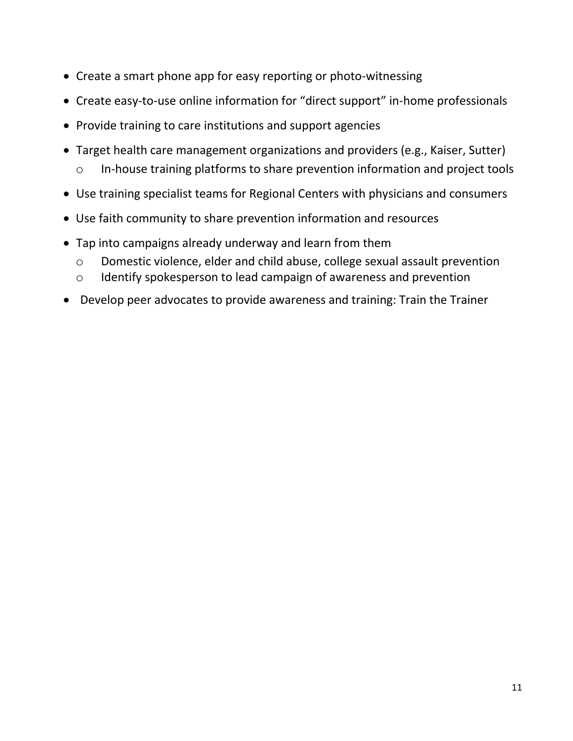- Create a smart phone app for easy reporting or photo-witnessing
- Create easy-to-use online information for “direct support” in-home professionals
- Provide training to care institutions and support agencies
- Target health care management organizations and providers (e.g., Kaiser, Sutter)
  - In-house training platforms to share prevention information and project tools
- Use training specialist teams for Regional Centers with physicians and consumers
- Use faith community to share prevention information and resources
- Tap into campaigns already underway and learn from them
  - Domestic violence, elder and child abuse, college sexual assault prevention
  - Identify spokesperson to lead campaign of awareness and prevention
- Develop peer advocates to provide awareness and training: Train the Trainer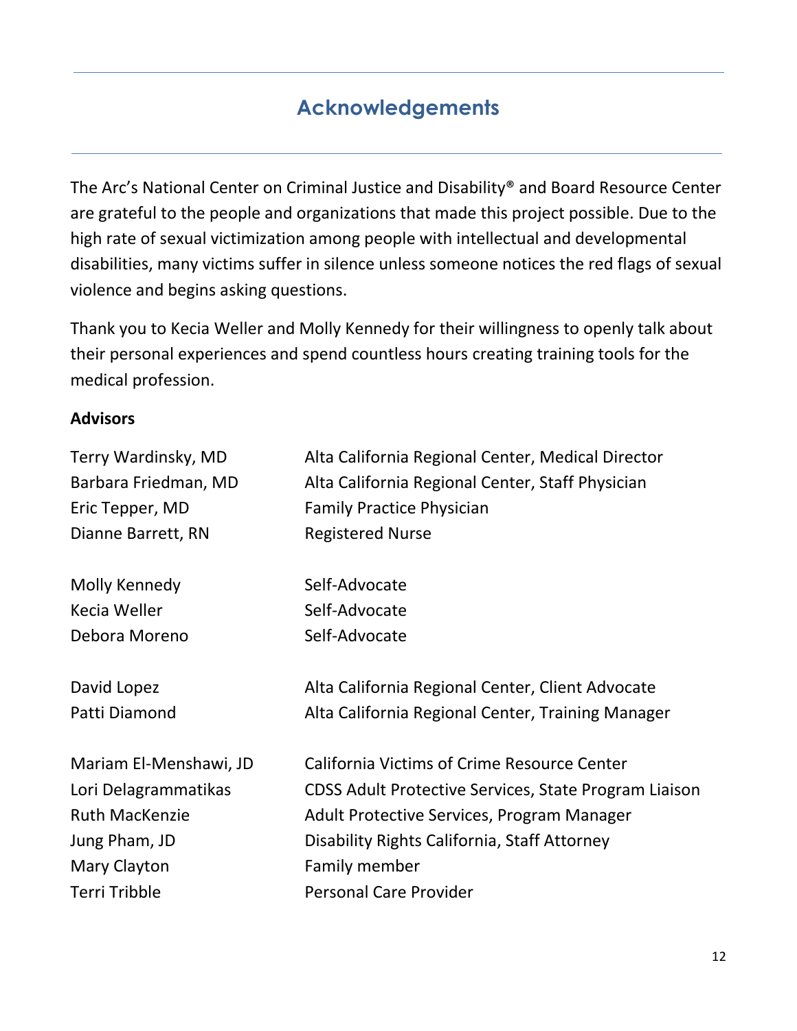# Acknowledgements

The Arc's National Center on Criminal Justice and Disability® and Board Resource Center are grateful to the people and organizations that made this project possible. Due to the high rate of sexual victimization among people with intellectual and developmental disabilities, many victims suffer in silence unless someone notices the red flags of sexual violence and begins asking questions.

Thank you to Kecia Weller and Molly Kennedy for their willingness to openly talk about their personal experiences and spend countless hours creating training tools for the medical profession.

**Advisors**

| | |
|---|---|
| Terry Wardinsky, MD | Alta California Regional Center, Medical Director |
| Barbara Friedman, MD | Alta California Regional Center, Staff Physician |
| Eric Tepper, MD | Family Practice Physician |
| Dianne Barrett, RN | Registered Nurse |
| | |
| Molly Kennedy | Self-Advocate |
| Kecia Weller | Self-Advocate |
| Debora Moreno | Self-Advocate |
| | |
| David Lopez | Alta California Regional Center, Client Advocate |
| Patti Diamond | Alta California Regional Center, Training Manager |
| | |
| Mariam El-Menshawi, JD | California Victims of Crime Resource Center |
| Lori Delagrammatikas | CDSS Adult Protective Services, State Program Liaison |
| Ruth MacKenzie | Adult Protective Services, Program Manager |
| Jung Pham, JD | Disability Rights California, Staff Attorney |
| Mary Clayton | Family member |
| Terri Tribble | Personal Care Provider |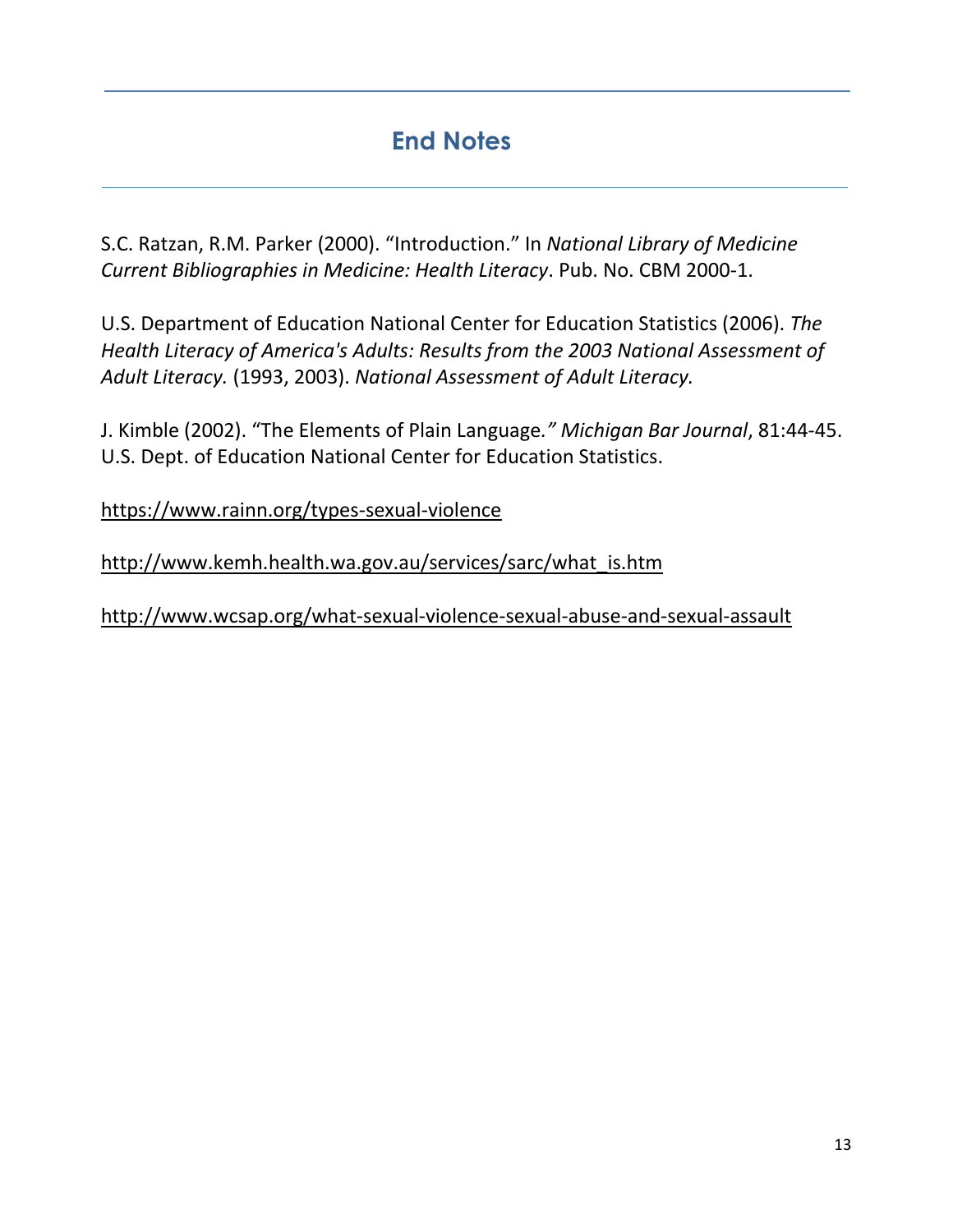## End Notes

S.C. Ratzan, R.M. Parker (2000). "Introduction." In *National Library of Medicine Current Bibliographies in Medicine: Health Literacy*. Pub. No. CBM 2000-1.

U.S. Department of Education National Center for Education Statistics (2006). *The Health Literacy of America's Adults: Results from the 2003 National Assessment of Adult Literacy.* (1993, 2003). *National Assessment of Adult Literacy.*

J. Kimble (2002). "The Elements of Plain Language*." Michigan Bar Journal*, 81:44-45. U.S. Dept. of Education National Center for Education Statistics.

https://www.rainn.org/types-sexual-violence

http://www.kemh.health.wa.gov.au/services/sarc/what_is.htm

http://www.wcsap.org/what-sexual-violence-sexual-abuse-and-sexual-assault